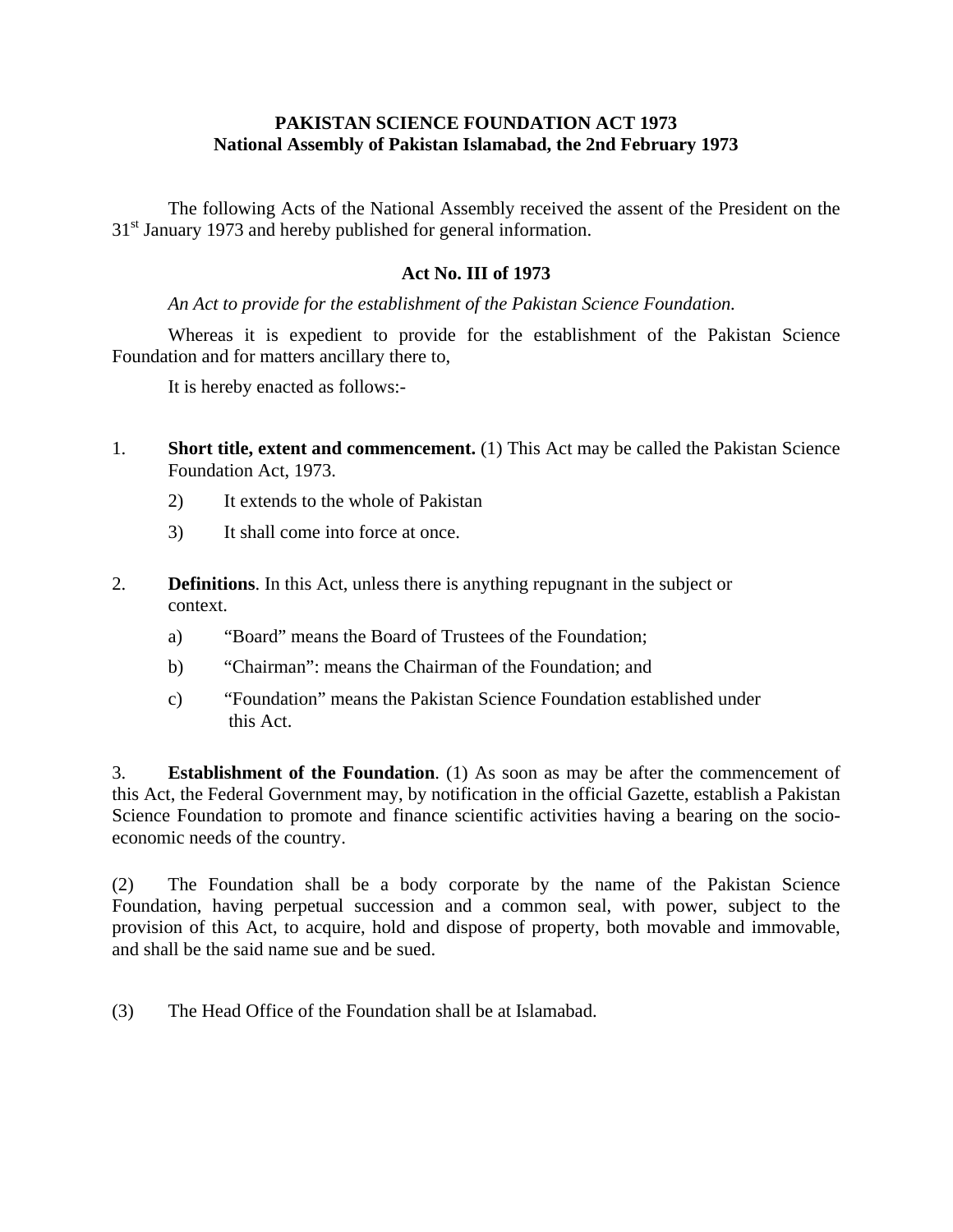**PAKISTAN SCIENCE FOUNDATION ACT 1973**
**National Assembly of Pakistan Islamabad, the 2nd February 1973**

The following Acts of the National Assembly received the assent of the President on the 31st January 1973 and hereby published for general information.

**Act No. III of 1973**

*An Act to provide for the establishment of the Pakistan Science Foundation.*

Whereas it is expedient to provide for the establishment of the Pakistan Science Foundation and for matters ancillary there to,

It is hereby enacted as follows:-

1. **Short title, extent and commencement.** (1) This Act may be called the Pakistan Science Foundation Act, 1973.

   2) It extends to the whole of Pakistan

   3) It shall come into force at once.

2. **Definitions**. In this Act, unless there is anything repugnant in the subject or context.

   a) "Board" means the Board of Trustees of the Foundation;

   b) "Chairman": means the Chairman of the Foundation; and

   c) "Foundation" means the Pakistan Science Foundation established under this Act.

3. **Establishment of the Foundation**. (1) As soon as may be after the commencement of this Act, the Federal Government may, by notification in the official Gazette, establish a Pakistan Science Foundation to promote and finance scientific activities having a bearing on the socio-economic needs of the country.

(2) The Foundation shall be a body corporate by the name of the Pakistan Science Foundation, having perpetual succession and a common seal, with power, subject to the provision of this Act, to acquire, hold and dispose of property, both movable and immovable, and shall be the said name sue and be sued.

(3) The Head Office of the Foundation shall be at Islamabad.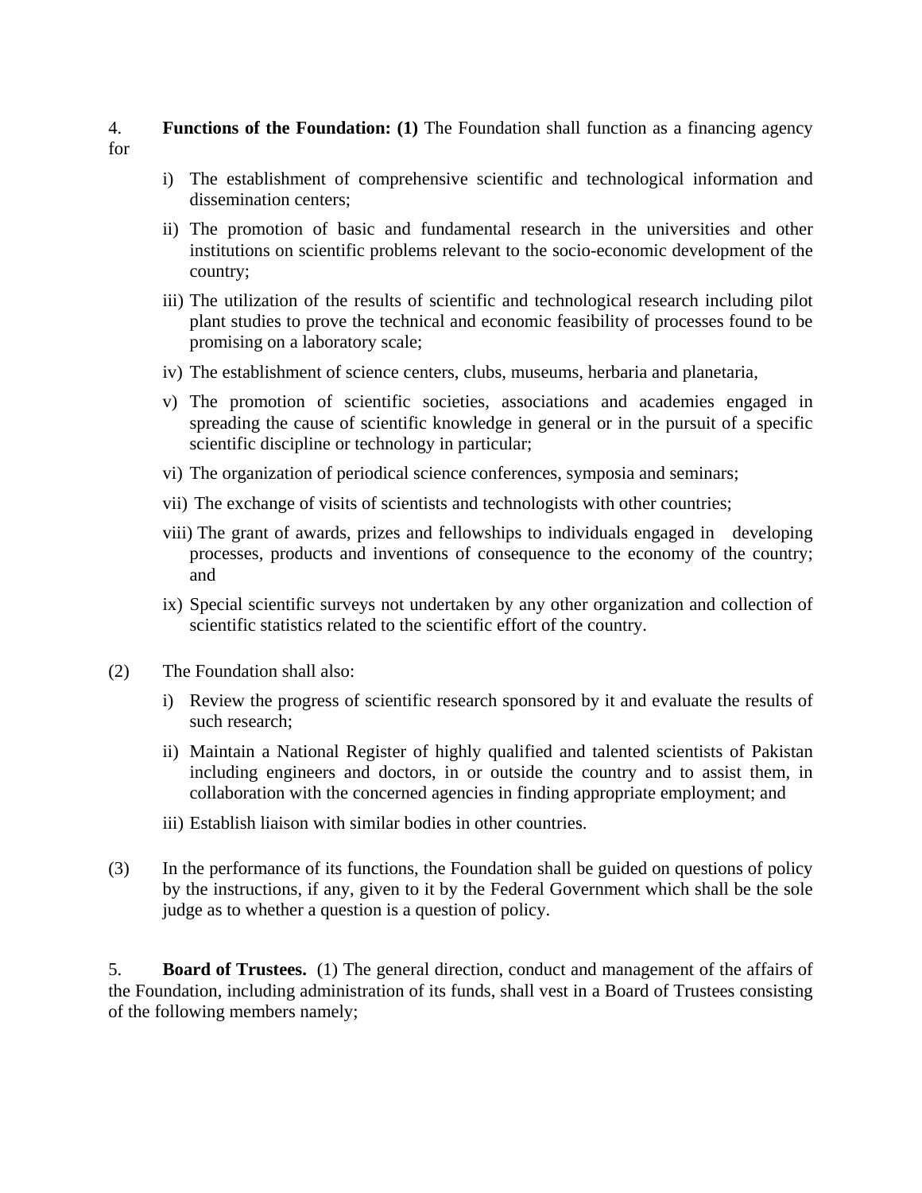4. **Functions of the Foundation: (1)** The Foundation shall function as a financing agency for

i) The establishment of comprehensive scientific and technological information and dissemination centers;

ii) The promotion of basic and fundamental research in the universities and other institutions on scientific problems relevant to the socio-economic development of the country;

iii) The utilization of the results of scientific and technological research including pilot plant studies to prove the technical and economic feasibility of processes found to be promising on a laboratory scale;

iv) The establishment of science centers, clubs, museums, herbaria and planetaria,

v) The promotion of scientific societies, associations and academies engaged in spreading the cause of scientific knowledge in general or in the pursuit of a specific scientific discipline or technology in particular;

vi) The organization of periodical science conferences, symposia and seminars;

vii) The exchange of visits of scientists and technologists with other countries;

viii) The grant of awards, prizes and fellowships to individuals engaged in developing processes, products and inventions of consequence to the economy of the country; and

ix) Special scientific surveys not undertaken by any other organization and collection of scientific statistics related to the scientific effort of the country.

(2) The Foundation shall also:

i) Review the progress of scientific research sponsored by it and evaluate the results of such research;

ii) Maintain a National Register of highly qualified and talented scientists of Pakistan including engineers and doctors, in or outside the country and to assist them, in collaboration with the concerned agencies in finding appropriate employment; and

iii) Establish liaison with similar bodies in other countries.

(3) In the performance of its functions, the Foundation shall be guided on questions of policy by the instructions, if any, given to it by the Federal Government which shall be the sole judge as to whether a question is a question of policy.

5. **Board of Trustees.** (1) The general direction, conduct and management of the affairs of the Foundation, including administration of its funds, shall vest in a Board of Trustees consisting of the following members namely;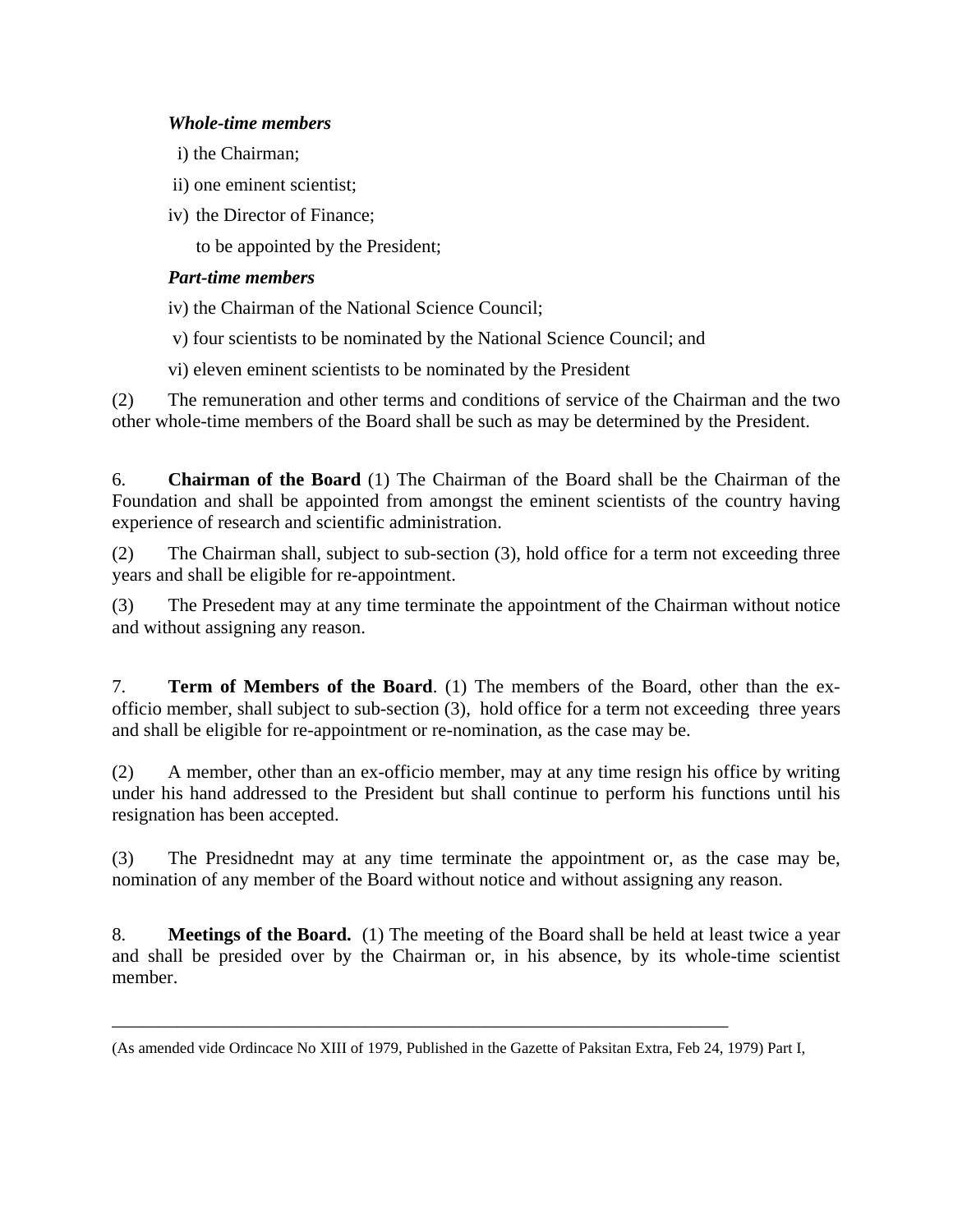***Whole-time members***

i) the Chairman;

ii) one eminent scientist;

iv) the Director of Finance;

to be appointed by the President;

***Part-time members***

iv) the Chairman of the National Science Council;

v) four scientists to be nominated by the National Science Council; and

vi) eleven eminent scientists to be nominated by the President

(2) The remuneration and other terms and conditions of service of the Chairman and the two other whole-time members of the Board shall be such as may be determined by the President.

6. **Chairman of the Board** (1) The Chairman of the Board shall be the Chairman of the Foundation and shall be appointed from amongst the eminent scientists of the country having experience of research and scientific administration.

(2) The Chairman shall, subject to sub-section (3), hold office for a term not exceeding three years and shall be eligible for re-appointment.

(3) The Presedent may at any time terminate the appointment of the Chairman without notice and without assigning any reason.

7. **Term of Members of the Board**. (1) The members of the Board, other than the ex-officio member, shall subject to sub-section (3), hold office for a term not exceeding three years and shall be eligible for re-appointment or re-nomination, as the case may be.

(2) A member, other than an ex-officio member, may at any time resign his office by writing under his hand addressed to the President but shall continue to perform his functions until his resignation has been accepted.

(3) The Presidnednt may at any time terminate the appointment or, as the case may be, nomination of any member of the Board without notice and without assigning any reason.

8. **Meetings of the Board.** (1) The meeting of the Board shall be held at least twice a year and shall be presided over by the Chairman or, in his absence, by its whole-time scientist member.

---

(As amended vide Ordincace No XIII of 1979, Published in the Gazette of Paksitan Extra, Feb 24, 1979) Part I,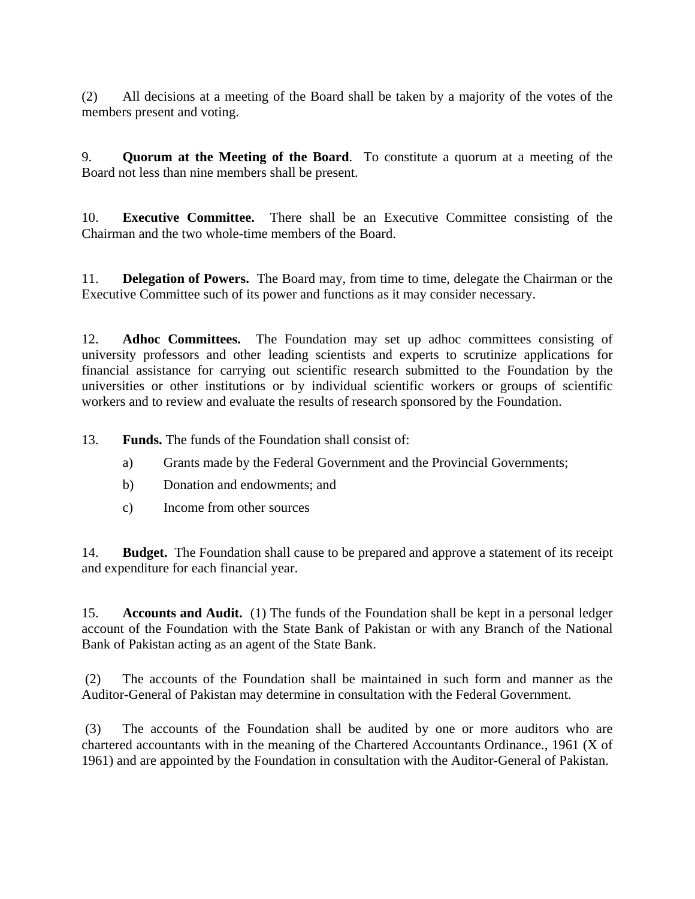(2) All decisions at a meeting of the Board shall be taken by a majority of the votes of the members present and voting.

9. **Quorum at the Meeting of the Board**. To constitute a quorum at a meeting of the Board not less than nine members shall be present.

10. **Executive Committee.** There shall be an Executive Committee consisting of the Chairman and the two whole-time members of the Board.

11. **Delegation of Powers.** The Board may, from time to time, delegate the Chairman or the Executive Committee such of its power and functions as it may consider necessary.

12. **Adhoc Committees.** The Foundation may set up adhoc committees consisting of university professors and other leading scientists and experts to scrutinize applications for financial assistance for carrying out scientific research submitted to the Foundation by the universities or other institutions or by individual scientific workers or groups of scientific workers and to review and evaluate the results of research sponsored by the Foundation.

13. **Funds.** The funds of the Foundation shall consist of:

a) Grants made by the Federal Government and the Provincial Governments;

b) Donation and endowments; and

c) Income from other sources

14. **Budget.** The Foundation shall cause to be prepared and approve a statement of its receipt and expenditure for each financial year.

15. **Accounts and Audit.** (1) The funds of the Foundation shall be kept in a personal ledger account of the Foundation with the State Bank of Pakistan or with any Branch of the National Bank of Pakistan acting as an agent of the State Bank.

(2) The accounts of the Foundation shall be maintained in such form and manner as the Auditor-General of Pakistan may determine in consultation with the Federal Government.

(3) The accounts of the Foundation shall be audited by one or more auditors who are chartered accountants with in the meaning of the Chartered Accountants Ordinance., 1961 (X of 1961) and are appointed by the Foundation in consultation with the Auditor-General of Pakistan.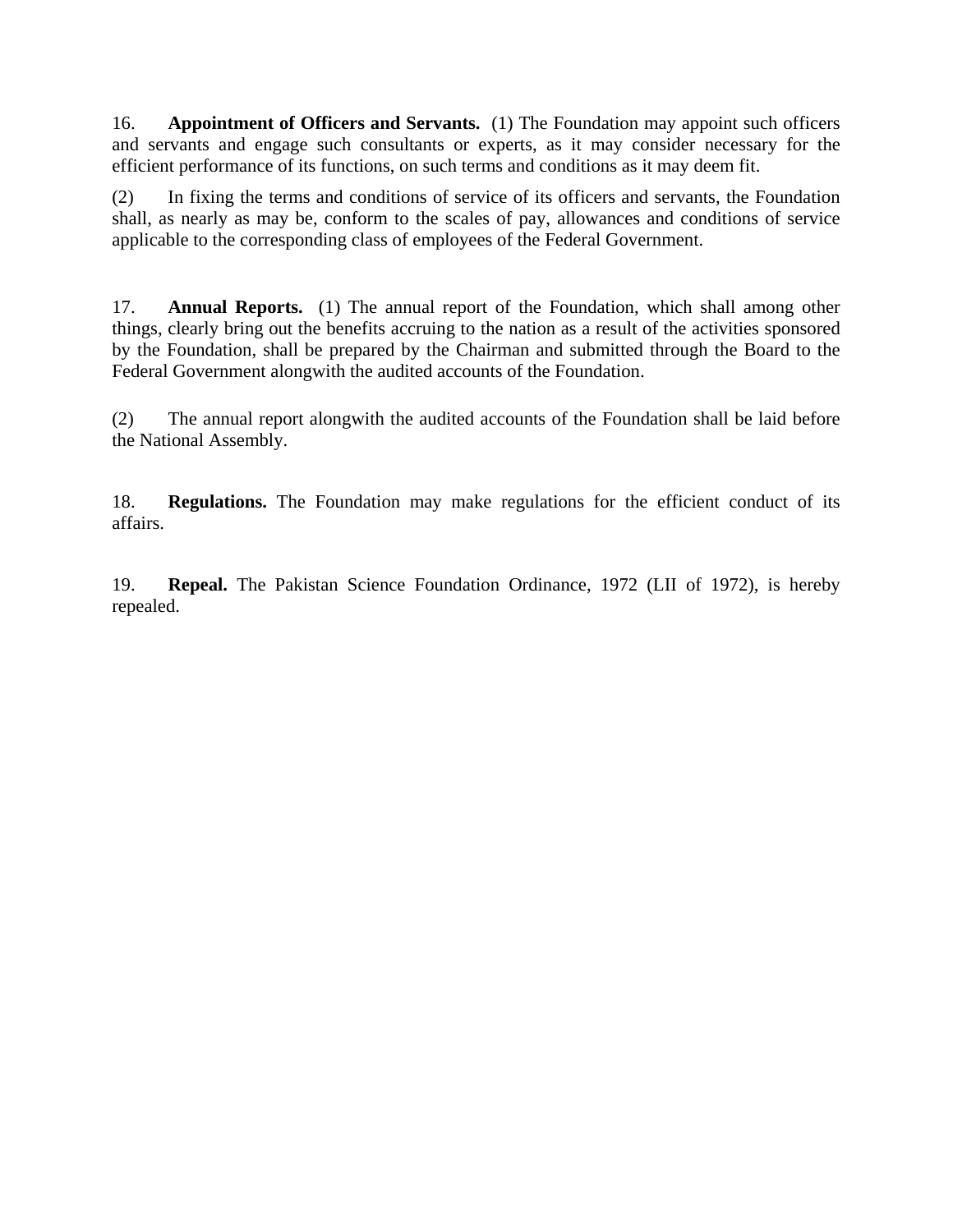16. **Appointment of Officers and Servants.** (1) The Foundation may appoint such officers and servants and engage such consultants or experts, as it may consider necessary for the efficient performance of its functions, on such terms and conditions as it may deem fit.

(2) In fixing the terms and conditions of service of its officers and servants, the Foundation shall, as nearly as may be, conform to the scales of pay, allowances and conditions of service applicable to the corresponding class of employees of the Federal Government.

17. **Annual Reports.** (1) The annual report of the Foundation, which shall among other things, clearly bring out the benefits accruing to the nation as a result of the activities sponsored by the Foundation, shall be prepared by the Chairman and submitted through the Board to the Federal Government alongwith the audited accounts of the Foundation.

(2) The annual report alongwith the audited accounts of the Foundation shall be laid before the National Assembly.

18. **Regulations.** The Foundation may make regulations for the efficient conduct of its affairs.

19. **Repeal.** The Pakistan Science Foundation Ordinance, 1972 (LII of 1972), is hereby repealed.